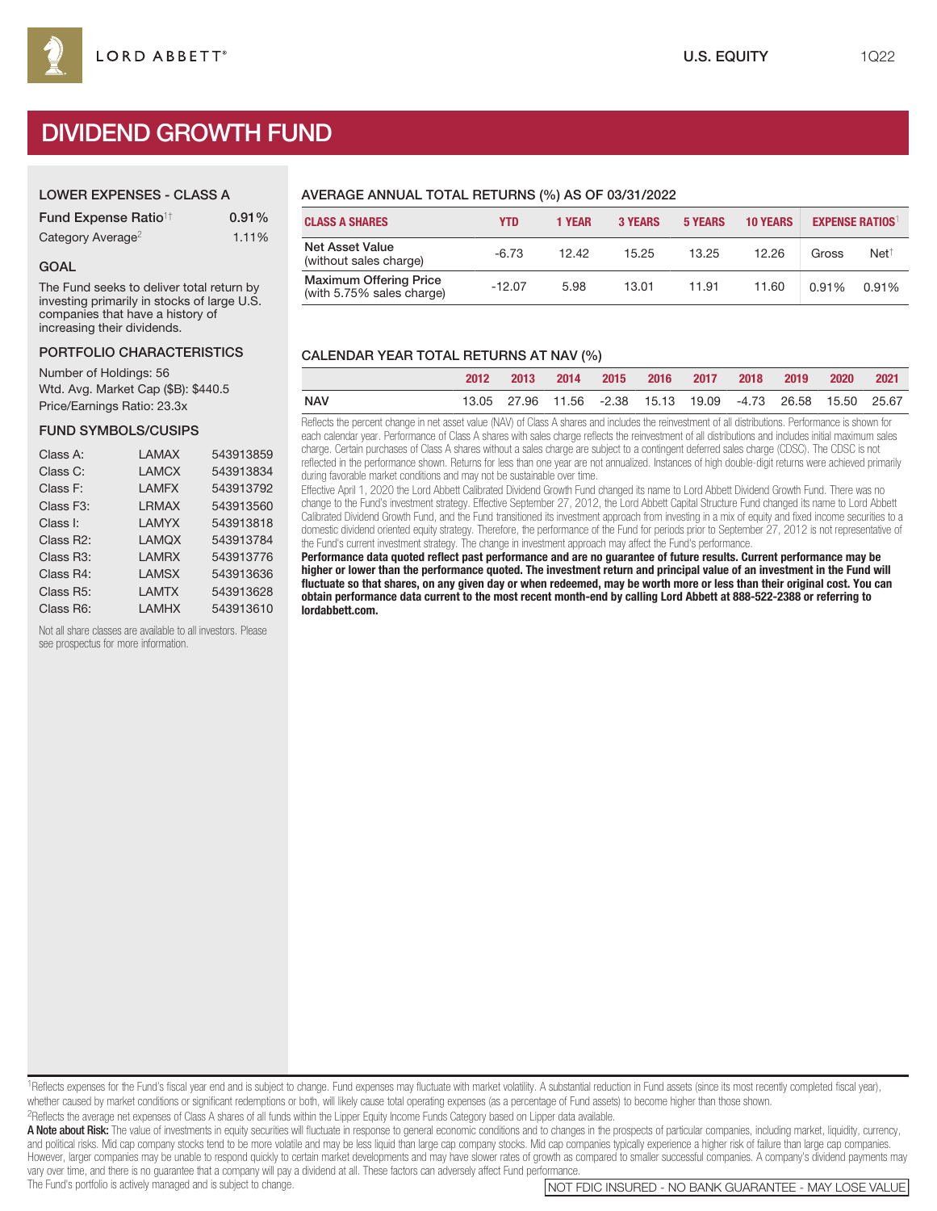LORD ABBETT®

U.S. EQUITY 1Q22

# DIVIDEND GROWTH FUND

## LOWER EXPENSES - CLASS A

| | |
|---|---|
| Fund Expense Ratio[1†] | 0.91% |
| Category Average[2] | 1.11% |

## GOAL

The Fund seeks to deliver total return by investing primarily in stocks of large U.S. companies that have a history of increasing their dividends.

## PORTFOLIO CHARACTERISTICS

Number of Holdings: 56
Wtd. Avg. Market Cap ($B): $440.5
Price/Earnings Ratio: 23.3x

## FUND SYMBOLS/CUSIPS

| | | |
|---|---|---|
| Class A: | LAMAX | 543913859 |
| Class C: | LAMCX | 543913834 |
| Class F: | LAMFX | 543913792 |
| Class F3: | LRMAX | 543913560 |
| Class I: | LAMYX | 543913818 |
| Class R2: | LAMQX | 543913784 |
| Class R3: | LAMRX | 543913776 |
| Class R4: | LAMSX | 543913636 |
| Class R5: | LAMTX | 543913628 |
| Class R6: | LAMHX | 543913610 |

Not all share classes are available to all investors. Please see prospectus for more information.

## AVERAGE ANNUAL TOTAL RETURNS (%) AS OF 03/31/2022

| CLASS A SHARES | YTD | 1 YEAR | 3 YEARS | 5 YEARS | 10 YEARS | EXPENSE RATIOS[1] | |
|---|---|---|---|---|---|---|---|
| Net Asset Value (without sales charge) | -6.73 | 12.42 | 15.25 | 13.25 | 12.26 | Gross | Net[†] |
| Maximum Offering Price (with 5.75% sales charge) | -12.07 | 5.98 | 13.01 | 11.91 | 11.60 | 0.91% | 0.91% |

## CALENDAR YEAR TOTAL RETURNS AT NAV (%)

| | 2012 | 2013 | 2014 | 2015 | 2016 | 2017 | 2018 | 2019 | 2020 | 2021 |
|---|---|---|---|---|---|---|---|---|---|---|
| NAV | 13.05 | 27.96 | 11.56 | -2.38 | 15.13 | 19.09 | -4.73 | 26.58 | 15.50 | 25.67 |

Reflects the percent change in net asset value (NAV) of Class A shares and includes the reinvestment of all distributions. Performance is shown for each calendar year. Performance of Class A shares with sales charge reflects the reinvestment of all distributions and includes initial maximum sales charge. Certain purchases of Class A shares without a sales charge are subject to a contingent deferred sales charge (CDSC). The CDSC is not reflected in the performance shown. Returns for less than one year are not annualized. Instances of high double-digit returns were achieved primarily during favorable market conditions and may not be sustainable over time.

Effective April 1, 2020 the Lord Abbett Calibrated Dividend Growth Fund changed its name to Lord Abbett Dividend Growth Fund. There was no change to the Fund's investment strategy. Effective September 27, 2012, the Lord Abbett Capital Structure Fund changed its name to Lord Abbett Calibrated Dividend Growth Fund, and the Fund transitioned its investment approach from investing in a mix of equity and fixed income securities to a domestic dividend oriented equity strategy. Therefore, the performance of the Fund for periods prior to September 27, 2012 is not representative of the Fund's current investment strategy. The change in investment approach may affect the Fund's performance.

**Performance data quoted reflect past performance and are no guarantee of future results. Current performance may be higher or lower than the performance quoted. The investment return and principal value of an investment in the Fund will fluctuate so that shares, on any given day or when redeemed, may be worth more or less than their original cost. You can obtain performance data current to the most recent month-end by calling Lord Abbett at 888-522-2388 or referring to lordabbett.com.**

[1]Reflects expenses for the Fund's fiscal year end and is subject to change. Fund expenses may fluctuate with market volatility. A substantial reduction in Fund assets (since its most recently completed fiscal year), whether caused by market conditions or significant redemptions or both, will likely cause total operating expenses (as a percentage of Fund assets) to become higher than those shown.

[2]Reflects the average net expenses of Class A shares of all funds within the Lipper Equity Income Funds Category based on Lipper data available.

**A Note about Risk:** The value of investments in equity securities will fluctuate in response to general economic conditions and to changes in the prospects of particular companies, including market, liquidity, currency, and political risks. Mid cap company stocks tend to be more volatile and may be less liquid than large cap company stocks. Mid cap companies typically experience a higher risk of failure than large cap companies. However, larger companies may be unable to respond quickly to certain market developments and may have slower rates of growth as compared to smaller successful companies. A company's dividend payments may vary over time, and there is no guarantee that a company will pay a dividend at all. These factors can adversely affect Fund performance.

The Fund's portfolio is actively managed and is subject to change.

NOT FDIC INSURED - NO BANK GUARANTEE - MAY LOSE VALUE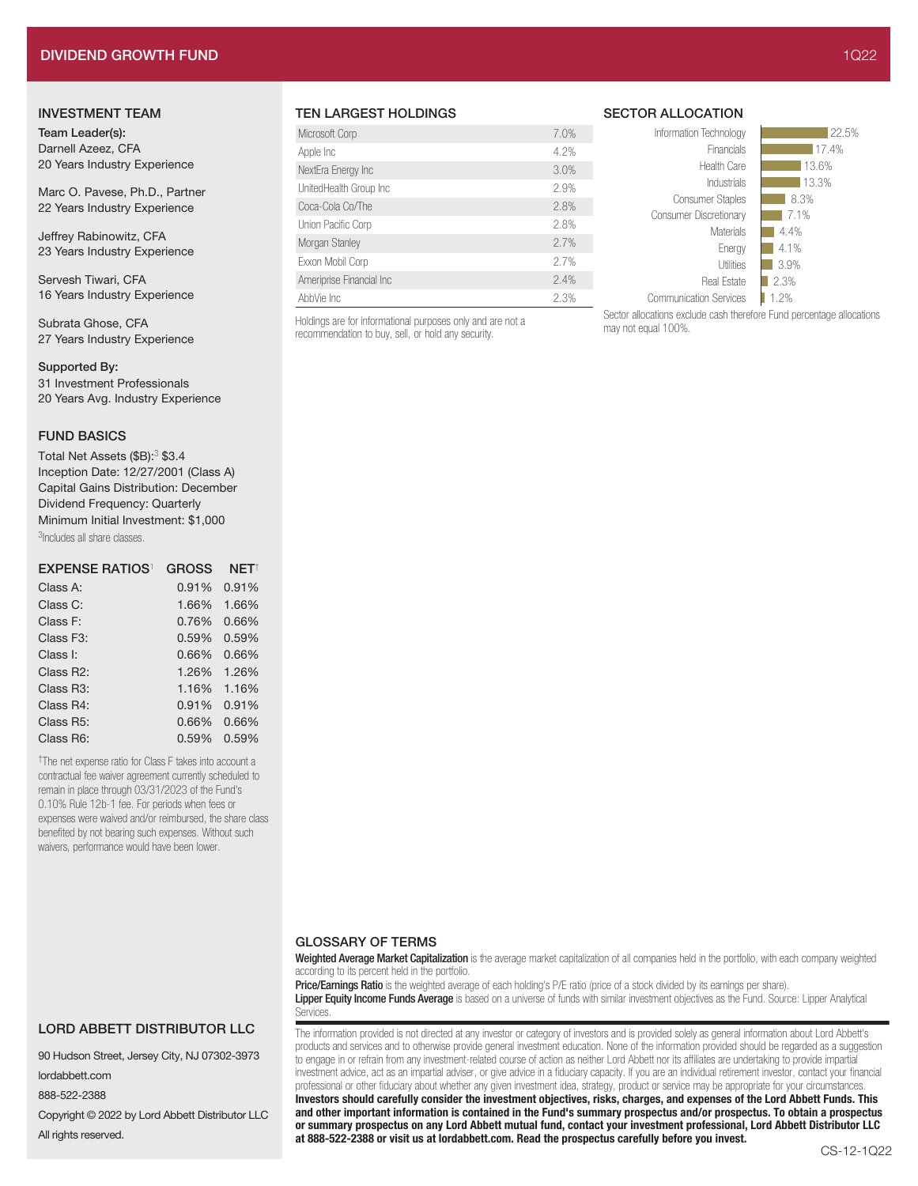## INVESTMENT TEAM

**Team Leader(s):**

Darnell Azeez, CFA
20 Years Industry Experience

Marc O. Pavese, Ph.D., Partner
22 Years Industry Experience

Jeffrey Rabinowitz, CFA
23 Years Industry Experience

Servesh Tiwari, CFA
16 Years Industry Experience

Subrata Ghose, CFA
27 Years Industry Experience

**Supported By:**

31 Investment Professionals
20 Years Avg. Industry Experience

## FUND BASICS

Total Net Assets ($B):[3] $3.4
Inception Date: 12/27/2001 (Class A)
Capital Gains Distribution: December
Dividend Frequency: Quarterly
Minimum Initial Investment: $1,000

[3]Includes all share classes.

| EXPENSE RATIOS[1] | GROSS | NET[†] |
|---|---|---|
| Class A: | 0.91% | 0.91% |
| Class C: | 1.66% | 1.66% |
| Class F: | 0.76% | 0.66% |
| Class F3: | 0.59% | 0.59% |
| Class I: | 0.66% | 0.66% |
| Class R2: | 1.26% | 1.26% |
| Class R3: | 1.16% | 1.16% |
| Class R4: | 0.91% | 0.91% |
| Class R5: | 0.66% | 0.66% |
| Class R6: | 0.59% | 0.59% |

[†]The net expense ratio for Class F takes into account a contractual fee waiver agreement currently scheduled to remain in place through 03/31/2023 of the Fund's 0.10% Rule 12b-1 fee. For periods when fees or expenses were waived and/or reimbursed, the share class benefited by not bearing such expenses. Without such waivers, performance would have been lower.

## TEN LARGEST HOLDINGS

| | |
|---|---|
| Microsoft Corp | 7.0% |
| Apple Inc | 4.2% |
| NextEra Energy Inc | 3.0% |
| UnitedHealth Group Inc | 2.9% |
| Coca-Cola Co/The | 2.8% |
| Union Pacific Corp | 2.8% |
| Morgan Stanley | 2.7% |
| Exxon Mobil Corp | 2.7% |
| Ameriprise Financial Inc | 2.4% |
| AbbVie Inc | 2.3% |

Holdings are for informational purposes only and are not a recommendation to buy, sell, or hold any security.

## SECTOR ALLOCATION

Information Technology 22.5%
Financials 17.4%
Health Care 13.6%
Industrials 13.3%
Consumer Staples 8.3%
Consumer Discretionary 7.1%
Materials 4.4%
Energy 4.1%
Utilities 3.9%
Real Estate 2.3%
Communication Services 1.2%

Sector allocations exclude cash therefore Fund percentage allocations may not equal 100%.

## GLOSSARY OF TERMS

**Weighted Average Market Capitalization** is the average market capitalization of all companies held in the portfolio, with each company weighted according to its percent held in the portfolio.

**Price/Earnings Ratio** is the weighted average of each holding's P/E ratio (price of a stock divided by its earnings per share).

**Lipper Equity Income Funds Average** is based on a universe of funds with similar investment objectives as the Fund. Source: Lipper Analytical Services.

The information provided is not directed at any investor or category of investors and is provided solely as general information about Lord Abbett's products and services and to otherwise provide general investment education. None of the information provided should be regarded as a suggestion to engage in or refrain from any investment-related course of action as neither Lord Abbett nor its affiliates are undertaking to provide impartial investment advice, act as an impartial adviser, or give advice in a fiduciary capacity. If you are an individual retirement investor, contact your financial professional or other fiduciary about whether any given investment idea, strategy, product or service may be appropriate for your circumstances.

**Investors should carefully consider the investment objectives, risks, charges, and expenses of the Lord Abbett Funds. This and other important information is contained in the Fund's summary prospectus and/or prospectus. To obtain a prospectus or summary prospectus on any Lord Abbett mutual fund, contact your investment professional, Lord Abbett Distributor LLC at 888-522-2388 or visit us at lordabbett.com. Read the prospectus carefully before you invest.**

## LORD ABBETT DISTRIBUTOR LLC

90 Hudson Street, Jersey City, NJ 07302-3973

lordabbett.com

888-522-2388

Copyright © 2022 by Lord Abbett Distributor LLC

All rights reserved.

CS-12-1Q22